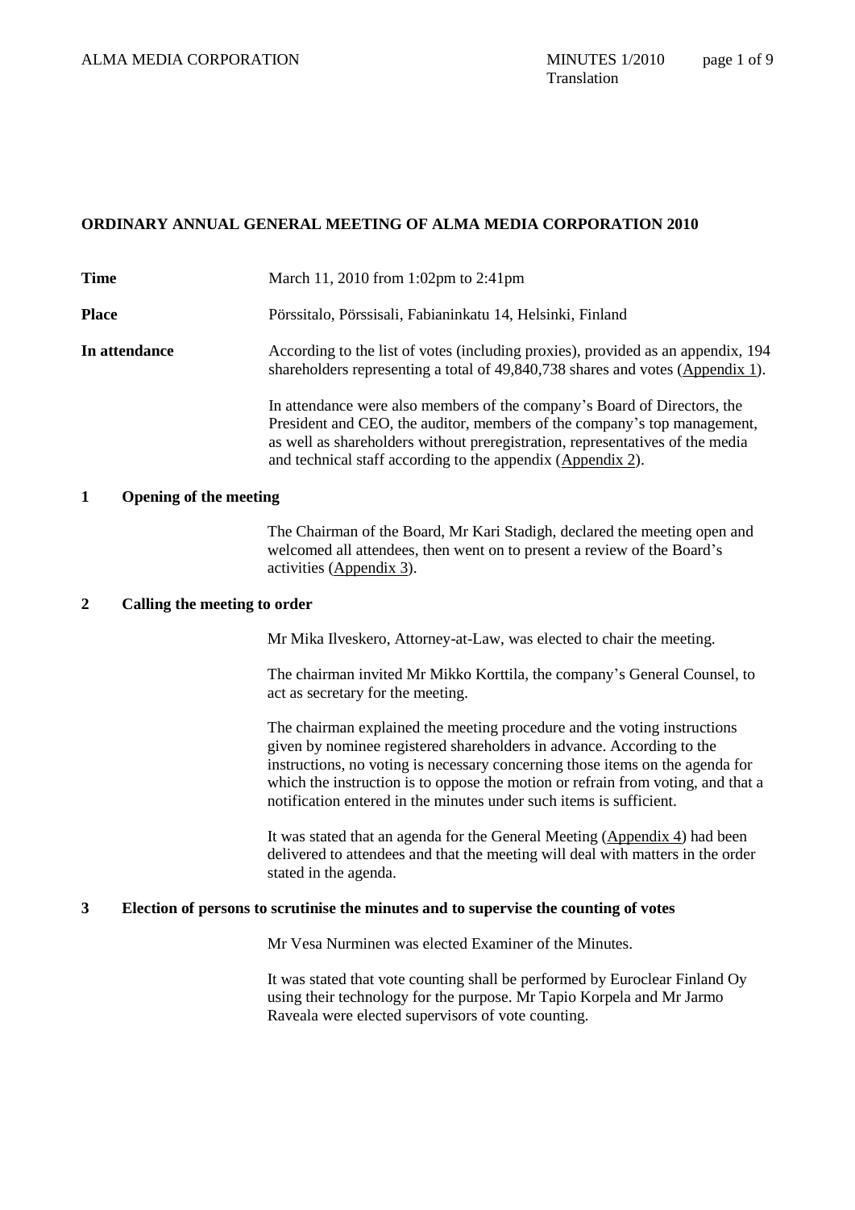# ORDINARY ANNUAL GENERAL MEETING OF ALMA MEDIA CORPORATION 2010

**Time** March 11, 2010 from 1:02pm to 2:41pm

**Place** Pörssitalo, Pörssisali, Fabianinkatu 14, Helsinki, Finland

**In attendance** According to the list of votes (including proxies), provided as an appendix, 194 shareholders representing a total of 49,840,738 shares and votes (Appendix 1).

In attendance were also members of the company's Board of Directors, the President and CEO, the auditor, members of the company's top management, as well as shareholders without preregistration, representatives of the media and technical staff according to the appendix (Appendix 2).

## 1 Opening of the meeting

The Chairman of the Board, Mr Kari Stadigh, declared the meeting open and welcomed all attendees, then went on to present a review of the Board's activities (Appendix 3).

## 2 Calling the meeting to order

Mr Mika Ilveskero, Attorney-at-Law, was elected to chair the meeting.

The chairman invited Mr Mikko Korttila, the company's General Counsel, to act as secretary for the meeting.

The chairman explained the meeting procedure and the voting instructions given by nominee registered shareholders in advance. According to the instructions, no voting is necessary concerning those items on the agenda for which the instruction is to oppose the motion or refrain from voting, and that a notification entered in the minutes under such items is sufficient.

It was stated that an agenda for the General Meeting (Appendix 4) had been delivered to attendees and that the meeting will deal with matters in the order stated in the agenda.

## 3 Election of persons to scrutinise the minutes and to supervise the counting of votes

Mr Vesa Nurminen was elected Examiner of the Minutes.

It was stated that vote counting shall be performed by Euroclear Finland Oy using their technology for the purpose. Mr Tapio Korpela and Mr Jarmo Raveala were elected supervisors of vote counting.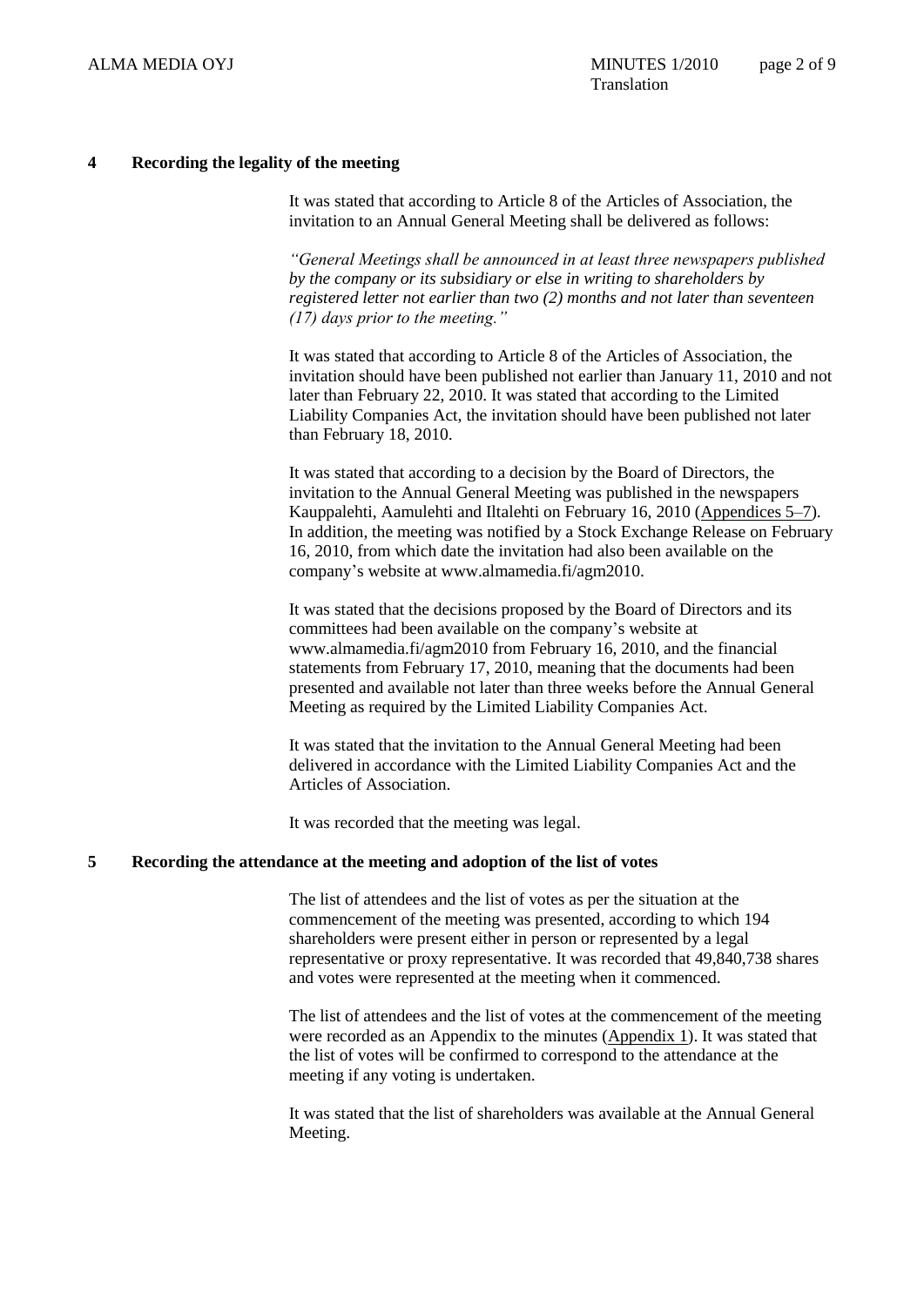## 4 Recording the legality of the meeting

It was stated that according to Article 8 of the Articles of Association, the invitation to an Annual General Meeting shall be delivered as follows:

*"General Meetings shall be announced in at least three newspapers published by the company or its subsidiary or else in writing to shareholders by registered letter not earlier than two (2) months and not later than seventeen (17) days prior to the meeting."*

It was stated that according to Article 8 of the Articles of Association, the invitation should have been published not earlier than January 11, 2010 and not later than February 22, 2010. It was stated that according to the Limited Liability Companies Act, the invitation should have been published not later than February 18, 2010.

It was stated that according to a decision by the Board of Directors, the invitation to the Annual General Meeting was published in the newspapers Kauppalehti, Aamulehti and Iltalehti on February 16, 2010 (Appendices 5–7). In addition, the meeting was notified by a Stock Exchange Release on February 16, 2010, from which date the invitation had also been available on the company's website at www.almamedia.fi/agm2010.

It was stated that the decisions proposed by the Board of Directors and its committees had been available on the company's website at www.almamedia.fi/agm2010 from February 16, 2010, and the financial statements from February 17, 2010, meaning that the documents had been presented and available not later than three weeks before the Annual General Meeting as required by the Limited Liability Companies Act.

It was stated that the invitation to the Annual General Meeting had been delivered in accordance with the Limited Liability Companies Act and the Articles of Association.

It was recorded that the meeting was legal.

## 5 Recording the attendance at the meeting and adoption of the list of votes

The list of attendees and the list of votes as per the situation at the commencement of the meeting was presented, according to which 194 shareholders were present either in person or represented by a legal representative or proxy representative. It was recorded that 49,840,738 shares and votes were represented at the meeting when it commenced.

The list of attendees and the list of votes at the commencement of the meeting were recorded as an Appendix to the minutes (Appendix 1). It was stated that the list of votes will be confirmed to correspond to the attendance at the meeting if any voting is undertaken.

It was stated that the list of shareholders was available at the Annual General Meeting.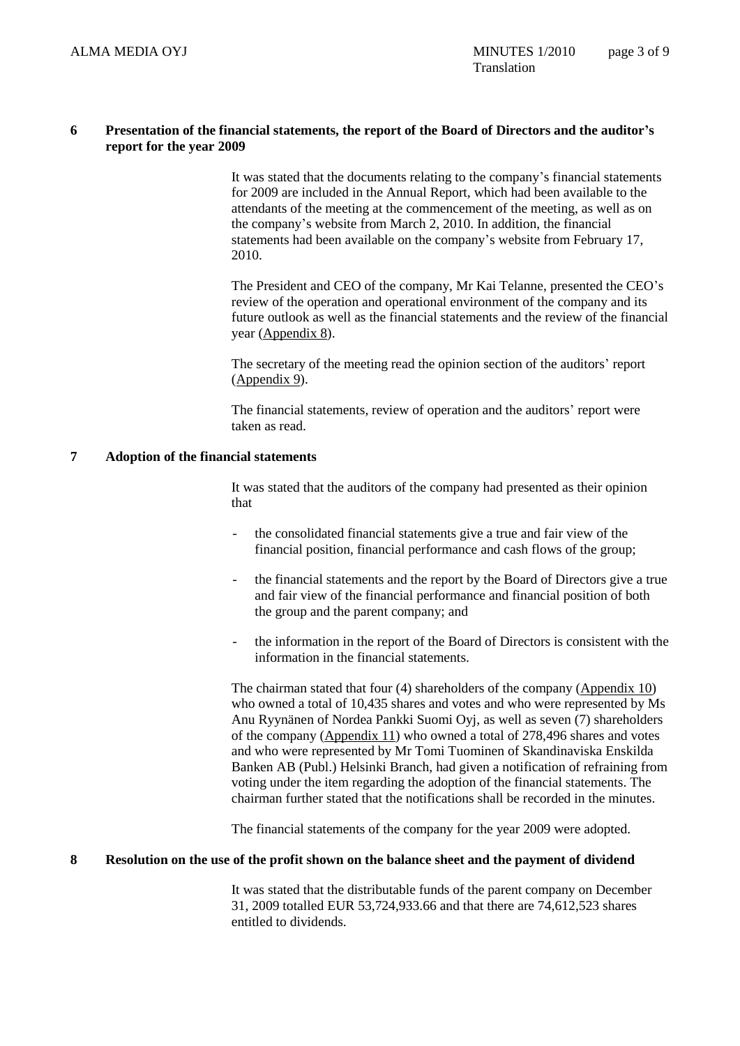## 6 Presentation of the financial statements, the report of the Board of Directors and the auditor's report for the year 2009

It was stated that the documents relating to the company's financial statements for 2009 are included in the Annual Report, which had been available to the attendants of the meeting at the commencement of the meeting, as well as on the company's website from March 2, 2010. In addition, the financial statements had been available on the company's website from February 17, 2010.

The President and CEO of the company, Mr Kai Telanne, presented the CEO's review of the operation and operational environment of the company and its future outlook as well as the financial statements and the review of the financial year (Appendix 8).

The secretary of the meeting read the opinion section of the auditors' report (Appendix 9).

The financial statements, review of operation and the auditors' report were taken as read.

## 7 Adoption of the financial statements

It was stated that the auditors of the company had presented as their opinion that

- the consolidated financial statements give a true and fair view of the financial position, financial performance and cash flows of the group;
- the financial statements and the report by the Board of Directors give a true and fair view of the financial performance and financial position of both the group and the parent company; and
- the information in the report of the Board of Directors is consistent with the information in the financial statements.

The chairman stated that four (4) shareholders of the company (Appendix 10) who owned a total of 10,435 shares and votes and who were represented by Ms Anu Ryynänen of Nordea Pankki Suomi Oyj, as well as seven (7) shareholders of the company (Appendix 11) who owned a total of 278,496 shares and votes and who were represented by Mr Tomi Tuominen of Skandinaviska Enskilda Banken AB (Publ.) Helsinki Branch, had given a notification of refraining from voting under the item regarding the adoption of the financial statements. The chairman further stated that the notifications shall be recorded in the minutes.

The financial statements of the company for the year 2009 were adopted.

## 8 Resolution on the use of the profit shown on the balance sheet and the payment of dividend

It was stated that the distributable funds of the parent company on December 31, 2009 totalled EUR 53,724,933.66 and that there are 74,612,523 shares entitled to dividends.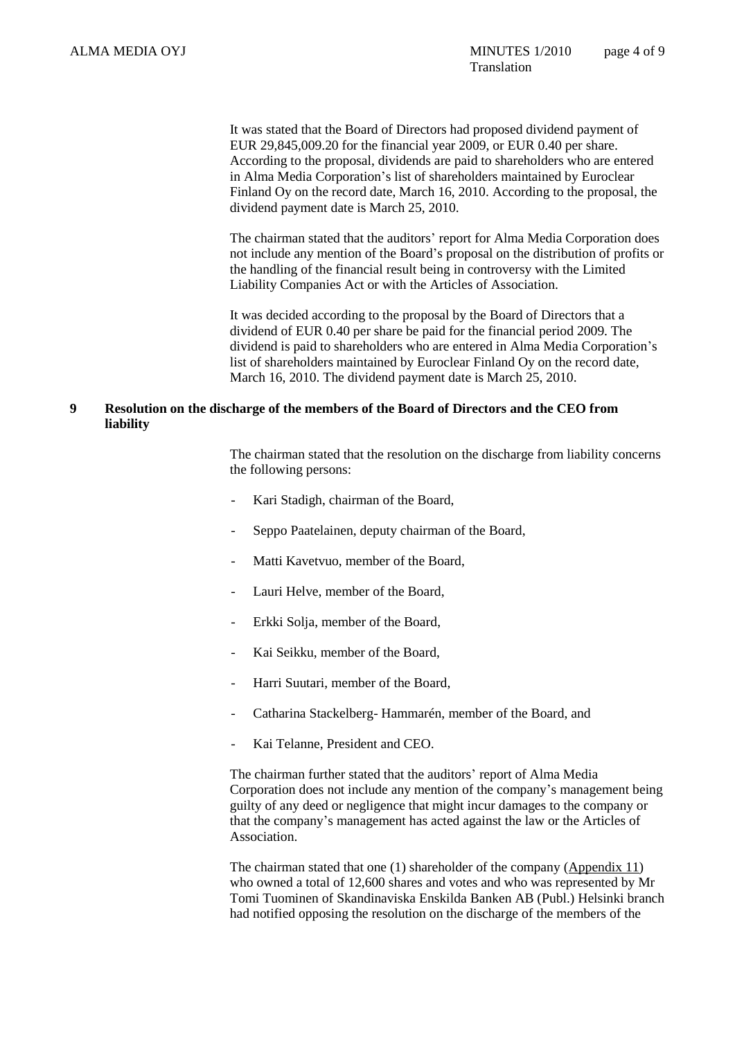It was stated that the Board of Directors had proposed dividend payment of EUR 29,845,009.20 for the financial year 2009, or EUR 0.40 per share. According to the proposal, dividends are paid to shareholders who are entered in Alma Media Corporation's list of shareholders maintained by Euroclear Finland Oy on the record date, March 16, 2010. According to the proposal, the dividend payment date is March 25, 2010.

The chairman stated that the auditors' report for Alma Media Corporation does not include any mention of the Board's proposal on the distribution of profits or the handling of the financial result being in controversy with the Limited Liability Companies Act or with the Articles of Association.

It was decided according to the proposal by the Board of Directors that a dividend of EUR 0.40 per share be paid for the financial period 2009. The dividend is paid to shareholders who are entered in Alma Media Corporation's list of shareholders maintained by Euroclear Finland Oy on the record date, March 16, 2010. The dividend payment date is March 25, 2010.

## 9 Resolution on the discharge of the members of the Board of Directors and the CEO from liability

The chairman stated that the resolution on the discharge from liability concerns the following persons:

- Kari Stadigh, chairman of the Board,
- Seppo Paatelainen, deputy chairman of the Board,
- Matti Kavetvuo, member of the Board,
- Lauri Helve, member of the Board,
- Erkki Solja, member of the Board,
- Kai Seikku, member of the Board,
- Harri Suutari, member of the Board,
- Catharina Stackelberg- Hammarén, member of the Board, and
- Kai Telanne, President and CEO.

The chairman further stated that the auditors' report of Alma Media Corporation does not include any mention of the company's management being guilty of any deed or negligence that might incur damages to the company or that the company's management has acted against the law or the Articles of Association.

The chairman stated that one (1) shareholder of the company (Appendix 11) who owned a total of 12,600 shares and votes and who was represented by Mr Tomi Tuominen of Skandinaviska Enskilda Banken AB (Publ.) Helsinki branch had notified opposing the resolution on the discharge of the members of the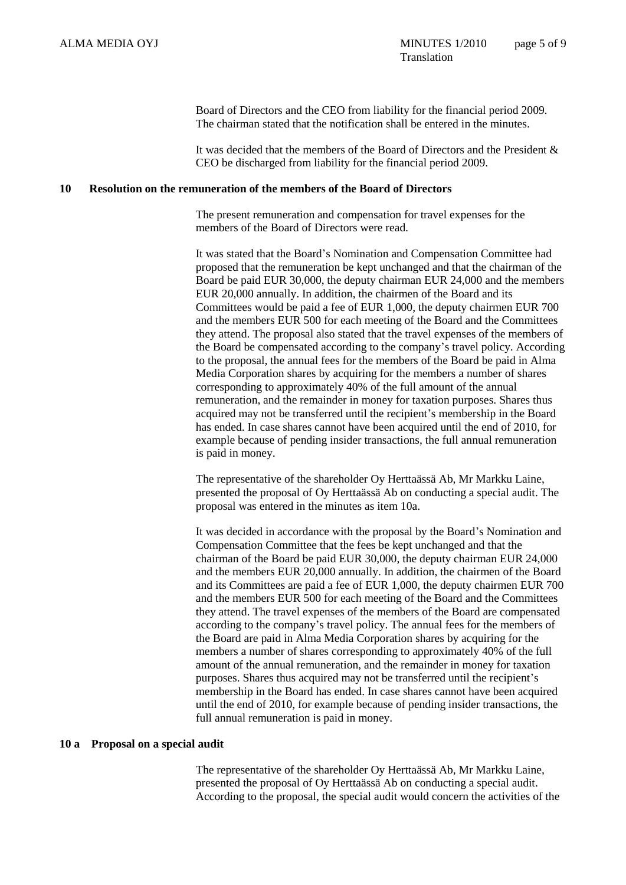Board of Directors and the CEO from liability for the financial period 2009. The chairman stated that the notification shall be entered in the minutes.

It was decided that the members of the Board of Directors and the President & CEO be discharged from liability for the financial period 2009.

## 10 Resolution on the remuneration of the members of the Board of Directors

The present remuneration and compensation for travel expenses for the members of the Board of Directors were read.

It was stated that the Board's Nomination and Compensation Committee had proposed that the remuneration be kept unchanged and that the chairman of the Board be paid EUR 30,000, the deputy chairman EUR 24,000 and the members EUR 20,000 annually. In addition, the chairmen of the Board and its Committees would be paid a fee of EUR 1,000, the deputy chairmen EUR 700 and the members EUR 500 for each meeting of the Board and the Committees they attend. The proposal also stated that the travel expenses of the members of the Board be compensated according to the company's travel policy. According to the proposal, the annual fees for the members of the Board be paid in Alma Media Corporation shares by acquiring for the members a number of shares corresponding to approximately 40% of the full amount of the annual remuneration, and the remainder in money for taxation purposes. Shares thus acquired may not be transferred until the recipient's membership in the Board has ended. In case shares cannot have been acquired until the end of 2010, for example because of pending insider transactions, the full annual remuneration is paid in money.

The representative of the shareholder Oy Herttaässä Ab, Mr Markku Laine, presented the proposal of Oy Herttaässä Ab on conducting a special audit. The proposal was entered in the minutes as item 10a.

It was decided in accordance with the proposal by the Board's Nomination and Compensation Committee that the fees be kept unchanged and that the chairman of the Board be paid EUR 30,000, the deputy chairman EUR 24,000 and the members EUR 20,000 annually. In addition, the chairmen of the Board and its Committees are paid a fee of EUR 1,000, the deputy chairmen EUR 700 and the members EUR 500 for each meeting of the Board and the Committees they attend. The travel expenses of the members of the Board are compensated according to the company's travel policy. The annual fees for the members of the Board are paid in Alma Media Corporation shares by acquiring for the members a number of shares corresponding to approximately 40% of the full amount of the annual remuneration, and the remainder in money for taxation purposes. Shares thus acquired may not be transferred until the recipient's membership in the Board has ended. In case shares cannot have been acquired until the end of 2010, for example because of pending insider transactions, the full annual remuneration is paid in money.

## 10 a Proposal on a special audit

The representative of the shareholder Oy Herttaässä Ab, Mr Markku Laine, presented the proposal of Oy Herttaässä Ab on conducting a special audit. According to the proposal, the special audit would concern the activities of the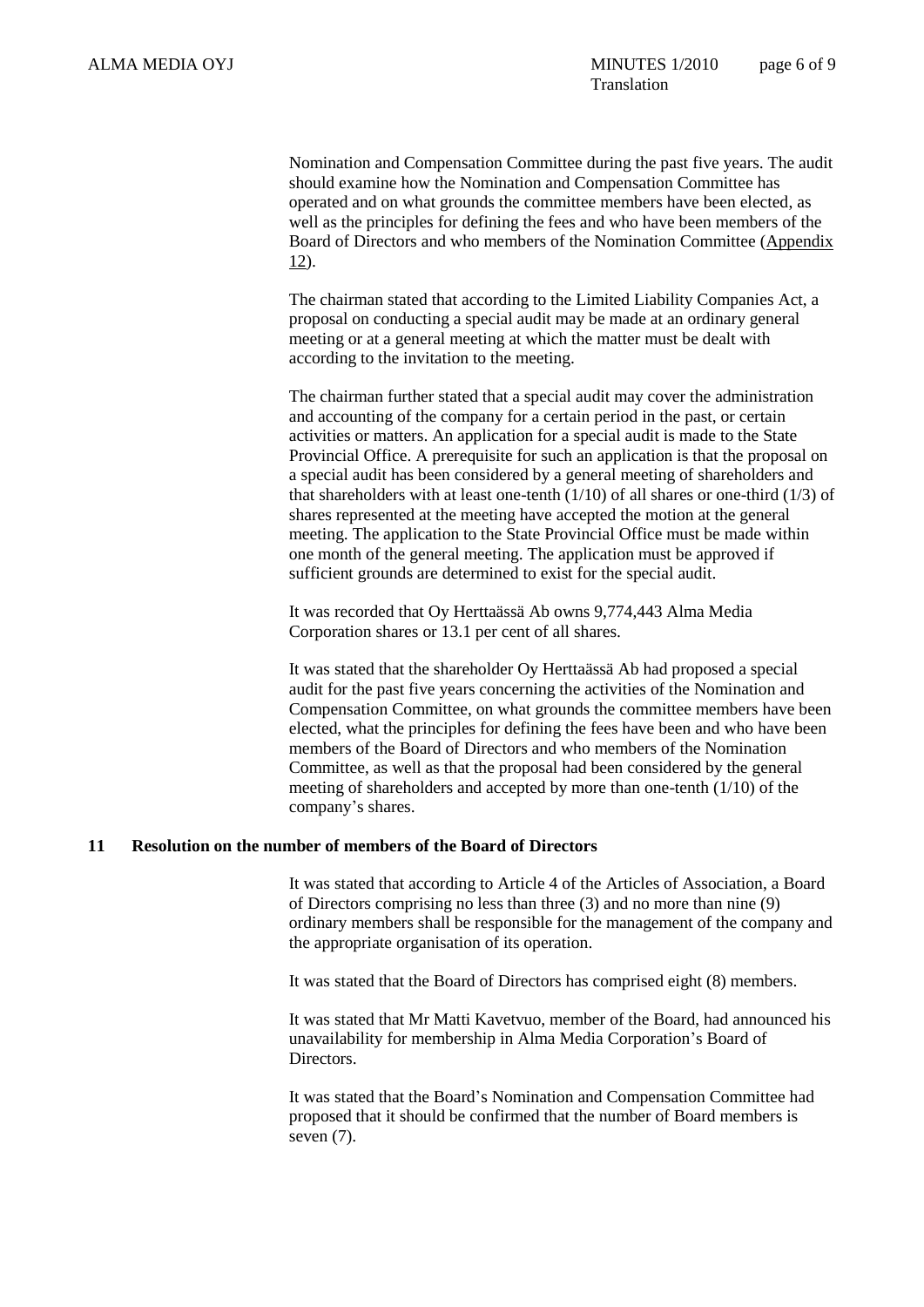Nomination and Compensation Committee during the past five years. The audit should examine how the Nomination and Compensation Committee has operated and on what grounds the committee members have been elected, as well as the principles for defining the fees and who have been members of the Board of Directors and who members of the Nomination Committee (Appendix 12).

The chairman stated that according to the Limited Liability Companies Act, a proposal on conducting a special audit may be made at an ordinary general meeting or at a general meeting at which the matter must be dealt with according to the invitation to the meeting.

The chairman further stated that a special audit may cover the administration and accounting of the company for a certain period in the past, or certain activities or matters. An application for a special audit is made to the State Provincial Office. A prerequisite for such an application is that the proposal on a special audit has been considered by a general meeting of shareholders and that shareholders with at least one-tenth (1/10) of all shares or one-third (1/3) of shares represented at the meeting have accepted the motion at the general meeting. The application to the State Provincial Office must be made within one month of the general meeting. The application must be approved if sufficient grounds are determined to exist for the special audit.

It was recorded that Oy Herttaässä Ab owns 9,774,443 Alma Media Corporation shares or 13.1 per cent of all shares.

It was stated that the shareholder Oy Herttaässä Ab had proposed a special audit for the past five years concerning the activities of the Nomination and Compensation Committee, on what grounds the committee members have been elected, what the principles for defining the fees have been and who have been members of the Board of Directors and who members of the Nomination Committee, as well as that the proposal had been considered by the general meeting of shareholders and accepted by more than one-tenth (1/10) of the company's shares.

## 11 Resolution on the number of members of the Board of Directors

It was stated that according to Article 4 of the Articles of Association, a Board of Directors comprising no less than three (3) and no more than nine (9) ordinary members shall be responsible for the management of the company and the appropriate organisation of its operation.

It was stated that the Board of Directors has comprised eight (8) members.

It was stated that Mr Matti Kavetvuo, member of the Board, had announced his unavailability for membership in Alma Media Corporation's Board of Directors.

It was stated that the Board's Nomination and Compensation Committee had proposed that it should be confirmed that the number of Board members is seven (7).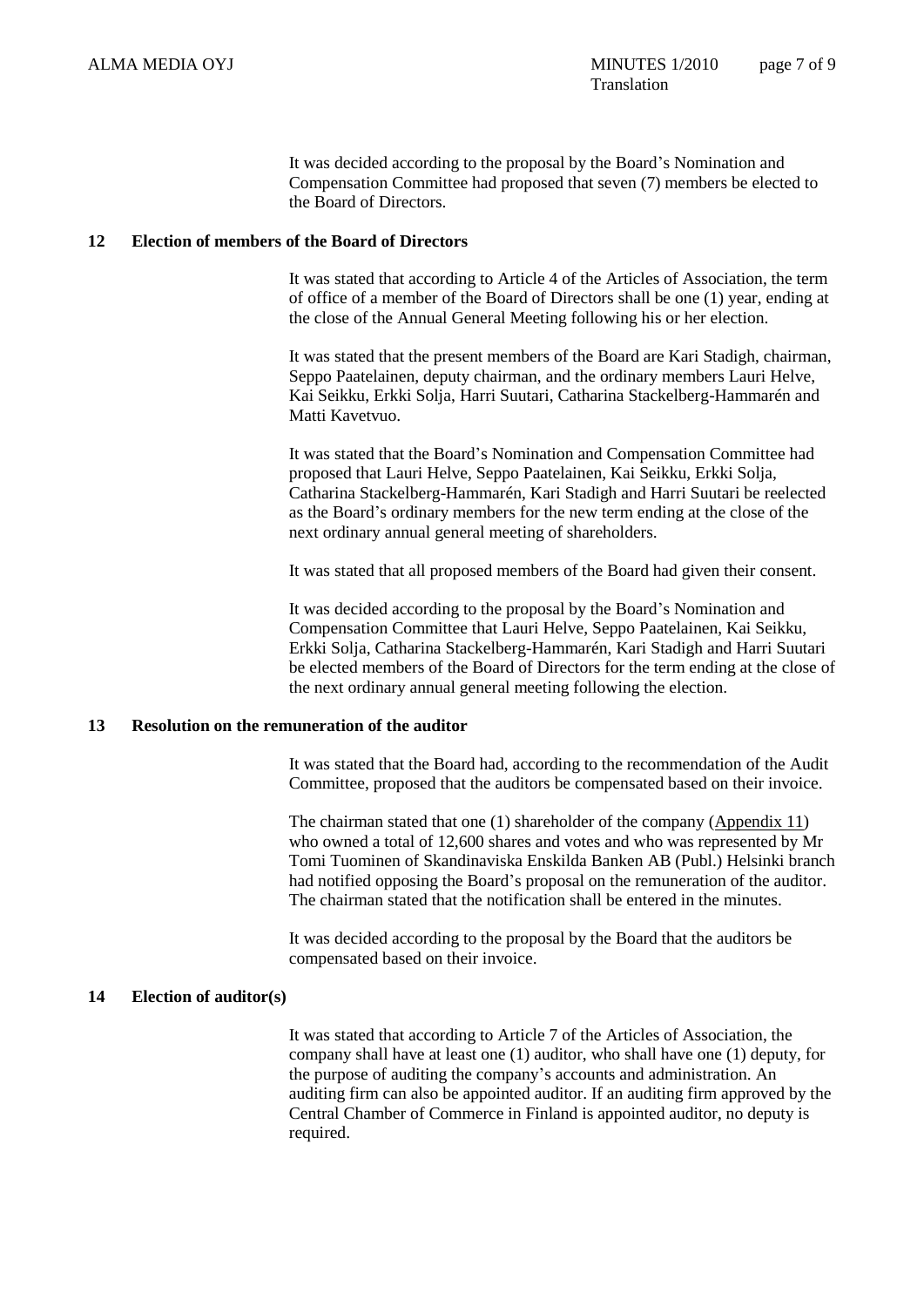It was decided according to the proposal by the Board's Nomination and Compensation Committee had proposed that seven (7) members be elected to the Board of Directors.

## 12 Election of members of the Board of Directors

It was stated that according to Article 4 of the Articles of Association, the term of office of a member of the Board of Directors shall be one (1) year, ending at the close of the Annual General Meeting following his or her election.

It was stated that the present members of the Board are Kari Stadigh, chairman, Seppo Paatelainen, deputy chairman, and the ordinary members Lauri Helve, Kai Seikku, Erkki Solja, Harri Suutari, Catharina Stackelberg-Hammarén and Matti Kavetvuo.

It was stated that the Board's Nomination and Compensation Committee had proposed that Lauri Helve, Seppo Paatelainen, Kai Seikku, Erkki Solja, Catharina Stackelberg-Hammarén, Kari Stadigh and Harri Suutari be reelected as the Board's ordinary members for the new term ending at the close of the next ordinary annual general meeting of shareholders.

It was stated that all proposed members of the Board had given their consent.

It was decided according to the proposal by the Board's Nomination and Compensation Committee that Lauri Helve, Seppo Paatelainen, Kai Seikku, Erkki Solja, Catharina Stackelberg-Hammarén, Kari Stadigh and Harri Suutari be elected members of the Board of Directors for the term ending at the close of the next ordinary annual general meeting following the election.

## 13 Resolution on the remuneration of the auditor

It was stated that the Board had, according to the recommendation of the Audit Committee, proposed that the auditors be compensated based on their invoice.

The chairman stated that one (1) shareholder of the company (Appendix 11) who owned a total of 12,600 shares and votes and who was represented by Mr Tomi Tuominen of Skandinaviska Enskilda Banken AB (Publ.) Helsinki branch had notified opposing the Board's proposal on the remuneration of the auditor. The chairman stated that the notification shall be entered in the minutes.

It was decided according to the proposal by the Board that the auditors be compensated based on their invoice.

## 14 Election of auditor(s)

It was stated that according to Article 7 of the Articles of Association, the company shall have at least one (1) auditor, who shall have one (1) deputy, for the purpose of auditing the company's accounts and administration. An auditing firm can also be appointed auditor. If an auditing firm approved by the Central Chamber of Commerce in Finland is appointed auditor, no deputy is required.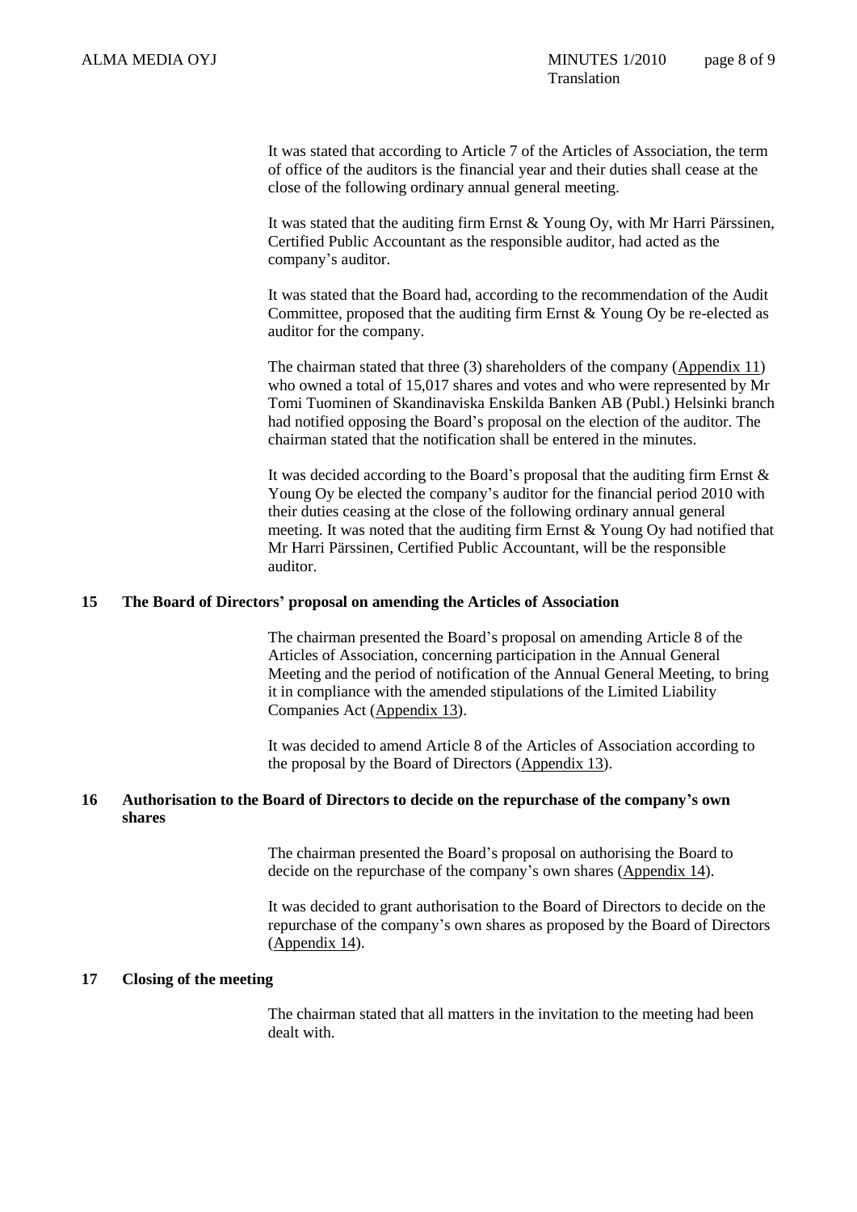It was stated that according to Article 7 of the Articles of Association, the term of office of the auditors is the financial year and their duties shall cease at the close of the following ordinary annual general meeting.

It was stated that the auditing firm Ernst & Young Oy, with Mr Harri Pärssinen, Certified Public Accountant as the responsible auditor, had acted as the company's auditor.

It was stated that the Board had, according to the recommendation of the Audit Committee, proposed that the auditing firm Ernst & Young Oy be re-elected as auditor for the company.

The chairman stated that three (3) shareholders of the company (Appendix 11) who owned a total of 15,017 shares and votes and who were represented by Mr Tomi Tuominen of Skandinaviska Enskilda Banken AB (Publ.) Helsinki branch had notified opposing the Board's proposal on the election of the auditor. The chairman stated that the notification shall be entered in the minutes.

It was decided according to the Board's proposal that the auditing firm Ernst & Young Oy be elected the company's auditor for the financial period 2010 with their duties ceasing at the close of the following ordinary annual general meeting. It was noted that the auditing firm Ernst & Young Oy had notified that Mr Harri Pärssinen, Certified Public Accountant, will be the responsible auditor.

## 15 The Board of Directors' proposal on amending the Articles of Association

The chairman presented the Board's proposal on amending Article 8 of the Articles of Association, concerning participation in the Annual General Meeting and the period of notification of the Annual General Meeting, to bring it in compliance with the amended stipulations of the Limited Liability Companies Act (Appendix 13).

It was decided to amend Article 8 of the Articles of Association according to the proposal by the Board of Directors (Appendix 13).

## 16 Authorisation to the Board of Directors to decide on the repurchase of the company's own shares

The chairman presented the Board's proposal on authorising the Board to decide on the repurchase of the company's own shares (Appendix 14).

It was decided to grant authorisation to the Board of Directors to decide on the repurchase of the company's own shares as proposed by the Board of Directors (Appendix 14).

## 17 Closing of the meeting

The chairman stated that all matters in the invitation to the meeting had been dealt with.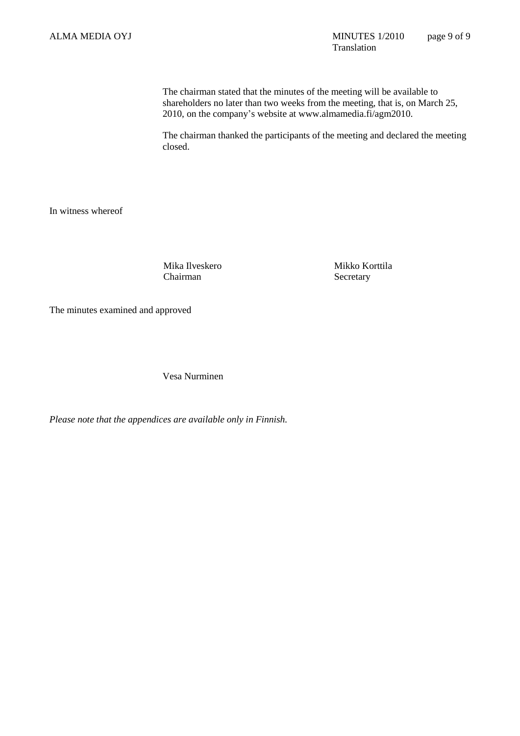The chairman stated that the minutes of the meeting will be available to shareholders no later than two weeks from the meeting, that is, on March 25, 2010, on the company's website at www.almamedia.fi/agm2010.

The chairman thanked the participants of the meeting and declared the meeting closed.

In witness whereof

| | |
|---|---|
| Mika Ilveskero<br>Chairman | Mikko Korttila<br>Secretary |

The minutes examined and approved

Vesa Nurminen

*Please note that the appendices are available only in Finnish.*